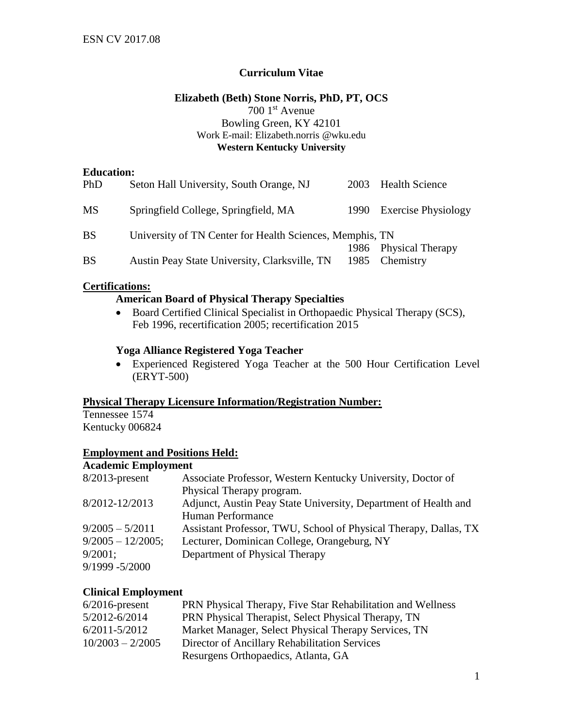# Curriculum Vitae

## Elizabeth (Beth) Stone Norris, PhD, PT, OCS

700 1st Avenue
Bowling Green, KY 42101
Work E-mail: Elizabeth.norris @wku.edu
**Western Kentucky University**

### Education:

| | | | |
|---|---|---|---|
| PhD | Seton Hall University, South Orange, NJ | 2003 | Health Science |
| MS | Springfield College, Springfield, MA | 1990 | Exercise Physiology |
| BS | University of TN Center for Health Sciences, Memphis, TN | 1986 | Physical Therapy |
| BS | Austin Peay State University, Clarksville, TN | 1985 | Chemistry |

### Certifications:

**American Board of Physical Therapy Specialties**

- Board Certified Clinical Specialist in Orthopaedic Physical Therapy (SCS), Feb 1996, recertification 2005; recertification 2015

**Yoga Alliance Registered Yoga Teacher**

- Experienced Registered Yoga Teacher at the 500 Hour Certification Level (ERYT-500)

### Physical Therapy Licensure Information/Registration Number:

Tennessee 1574
Kentucky 006824

### Employment and Positions Held:

**Academic Employment**

| | |
|---|---|
| 8/2013-present | Associate Professor, Western Kentucky University, Doctor of Physical Therapy program. |
| 8/2012-12/2013 | Adjunct, Austin Peay State University, Department of Health and Human Performance |
| 9/2005 – 5/2011 | Assistant Professor, TWU, School of Physical Therapy, Dallas, TX |
| 9/2005 – 12/2005; 9/2001; 9/1999 -5/2000 | Lecturer, Dominican College, Orangeburg, NY Department of Physical Therapy |

**Clinical Employment**

| | |
|---|---|
| 6/2016-present | PRN Physical Therapy, Five Star Rehabilitation and Wellness |
| 5/2012-6/2014 | PRN Physical Therapist, Select Physical Therapy, TN |
| 6/2011-5/2012 | Market Manager, Select Physical Therapy Services, TN |
| 10/2003 – 2/2005 | Director of Ancillary Rehabilitation Services Resurgens Orthopaedics, Atlanta, GA |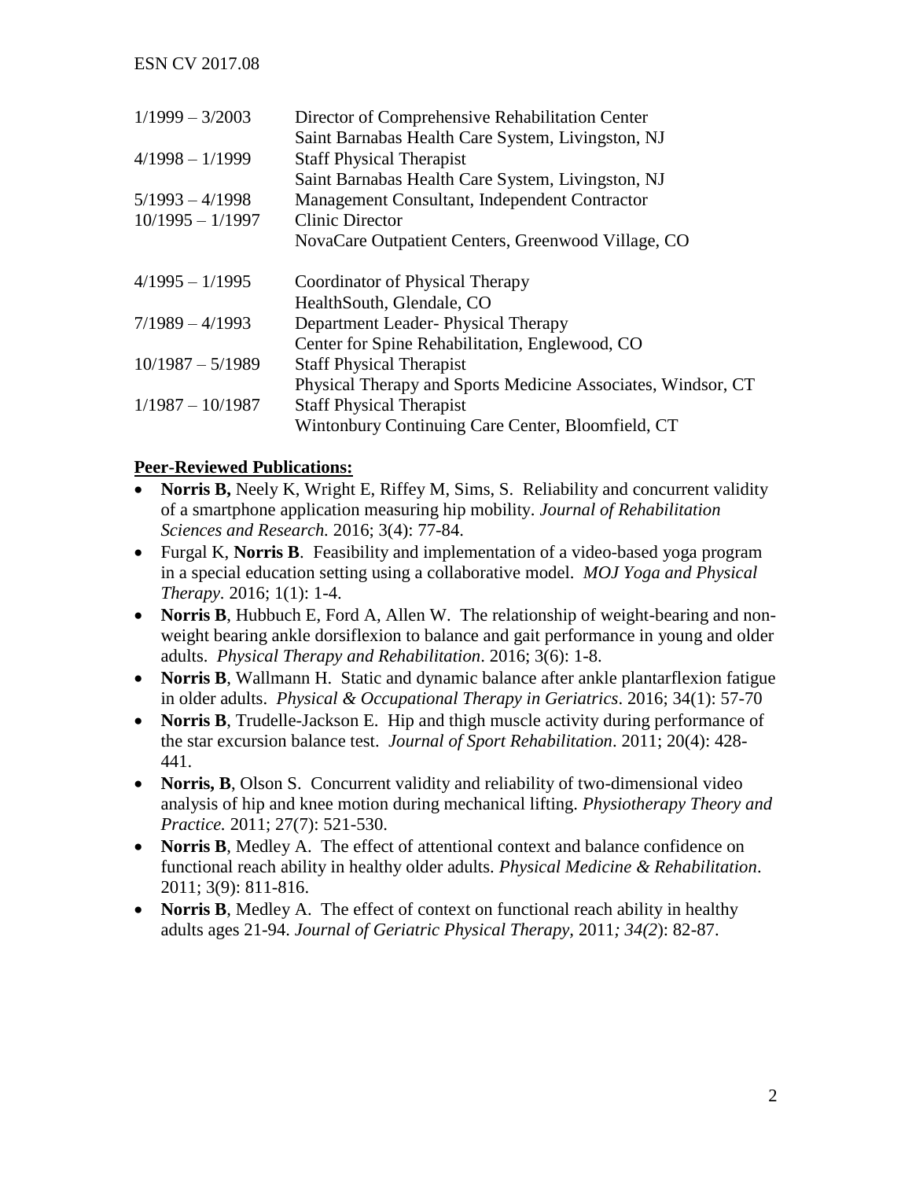| | |
|---|---|
| 1/1999 – 3/2003 | Director of Comprehensive Rehabilitation Center<br>Saint Barnabas Health Care System, Livingston, NJ |
| 4/1998 – 1/1999 | Staff Physical Therapist<br>Saint Barnabas Health Care System, Livingston, NJ |
| 5/1993 – 4/1998 | Management Consultant, Independent Contractor |
| 10/1995 – 1/1997 | Clinic Director<br>NovaCare Outpatient Centers, Greenwood Village, CO |
| 4/1995 – 1/1995 | Coordinator of Physical Therapy<br>HealthSouth, Glendale, CO |
| 7/1989 – 4/1993 | Department Leader- Physical Therapy<br>Center for Spine Rehabilitation, Englewood, CO |
| 10/1987 – 5/1989 | Staff Physical Therapist<br>Physical Therapy and Sports Medicine Associates, Windsor, CT |
| 1/1987 – 10/1987 | Staff Physical Therapist<br>Wintonbury Continuing Care Center, Bloomfield, CT |

**Peer-Reviewed Publications:**

- **Norris B,** Neely K, Wright E, Riffey M, Sims, S. Reliability and concurrent validity of a smartphone application measuring hip mobility. *Journal of Rehabilitation Sciences and Research.* 2016; 3(4): 77-84.
- Furgal K, **Norris B**. Feasibility and implementation of a video-based yoga program in a special education setting using a collaborative model. *MOJ Yoga and Physical Therapy*. 2016; 1(1): 1-4.
- **Norris B**, Hubbuch E, Ford A, Allen W. The relationship of weight-bearing and non-weight bearing ankle dorsiflexion to balance and gait performance in young and older adults. *Physical Therapy and Rehabilitation*. 2016; 3(6): 1-8.
- **Norris B**, Wallmann H. Static and dynamic balance after ankle plantarflexion fatigue in older adults. *Physical & Occupational Therapy in Geriatrics*. 2016; 34(1): 57-70
- **Norris B**, Trudelle-Jackson E. Hip and thigh muscle activity during performance of the star excursion balance test. *Journal of Sport Rehabilitation*. 2011; 20(4): 428-441.
- **Norris, B**, Olson S. Concurrent validity and reliability of two-dimensional video analysis of hip and knee motion during mechanical lifting. *Physiotherapy Theory and Practice.* 2011; 27(7): 521-530.
- **Norris B**, Medley A. The effect of attentional context and balance confidence on functional reach ability in healthy older adults. *Physical Medicine & Rehabilitation*. 2011; 3(9): 811-816.
- **Norris B**, Medley A. The effect of context on functional reach ability in healthy adults ages 21-94. *Journal of Geriatric Physical Therapy,* 2011*; 34(2*): 82-87.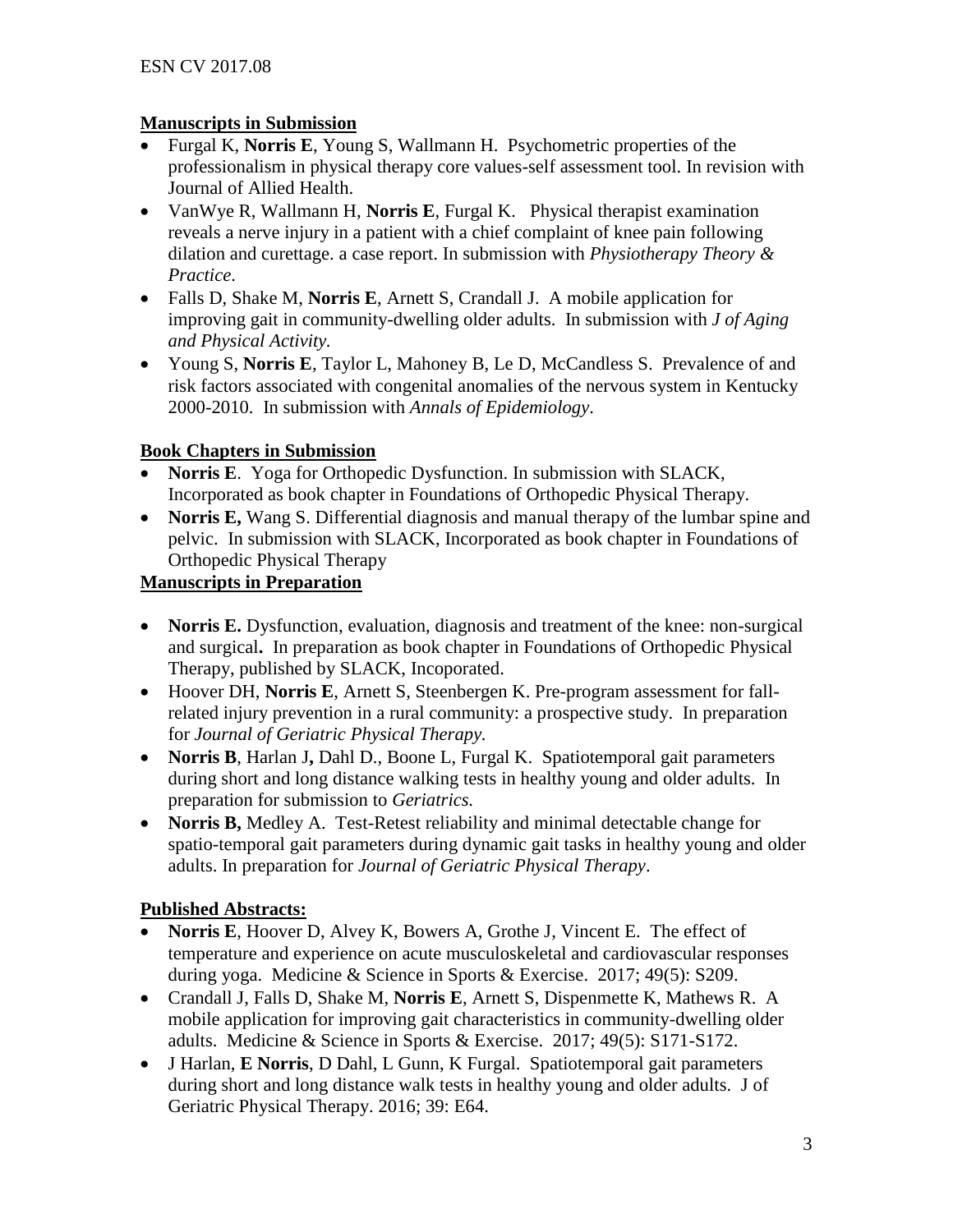**Manuscripts in Submission**

- Furgal K, **Norris E**, Young S, Wallmann H. Psychometric properties of the professionalism in physical therapy core values-self assessment tool. In revision with Journal of Allied Health.
- VanWye R, Wallmann H, **Norris E**, Furgal K. Physical therapist examination reveals a nerve injury in a patient with a chief complaint of knee pain following dilation and curettage. a case report. In submission with *Physiotherapy Theory & Practice*.
- Falls D, Shake M, **Norris E**, Arnett S, Crandall J. A mobile application for improving gait in community-dwelling older adults. In submission with *J of Aging and Physical Activity.*
- Young S, **Norris E**, Taylor L, Mahoney B, Le D, McCandless S. Prevalence of and risk factors associated with congenital anomalies of the nervous system in Kentucky 2000-2010. In submission with *Annals of Epidemiology*.

**Book Chapters in Submission**

- **Norris E**. Yoga for Orthopedic Dysfunction. In submission with SLACK, Incorporated as book chapter in Foundations of Orthopedic Physical Therapy.
- **Norris E,** Wang S. Differential diagnosis and manual therapy of the lumbar spine and pelvic. In submission with SLACK, Incorporated as book chapter in Foundations of Orthopedic Physical Therapy

**Manuscripts in Preparation**

- **Norris E.** Dysfunction, evaluation, diagnosis and treatment of the knee: non-surgical and surgical**.** In preparation as book chapter in Foundations of Orthopedic Physical Therapy, published by SLACK, Incoporated.
- Hoover DH, **Norris E**, Arnett S, Steenbergen K. Pre-program assessment for fall-related injury prevention in a rural community: a prospective study. In preparation for *Journal of Geriatric Physical Therapy.*
- **Norris B**, Harlan J**,** Dahl D., Boone L, Furgal K. Spatiotemporal gait parameters during short and long distance walking tests in healthy young and older adults. In preparation for submission to *Geriatrics.*
- **Norris B,** Medley A. Test-Retest reliability and minimal detectable change for spatio-temporal gait parameters during dynamic gait tasks in healthy young and older adults. In preparation for *Journal of Geriatric Physical Therapy*.

**Published Abstracts:**

- **Norris E**, Hoover D, Alvey K, Bowers A, Grothe J, Vincent E. The effect of temperature and experience on acute musculoskeletal and cardiovascular responses during yoga. Medicine & Science in Sports & Exercise. 2017; 49(5): S209.
- Crandall J, Falls D, Shake M, **Norris E**, Arnett S, Dispenmette K, Mathews R. A mobile application for improving gait characteristics in community-dwelling older adults. Medicine & Science in Sports & Exercise. 2017; 49(5): S171-S172.
- J Harlan, **E Norris**, D Dahl, L Gunn, K Furgal. Spatiotemporal gait parameters during short and long distance walk tests in healthy young and older adults. J of Geriatric Physical Therapy. 2016; 39: E64.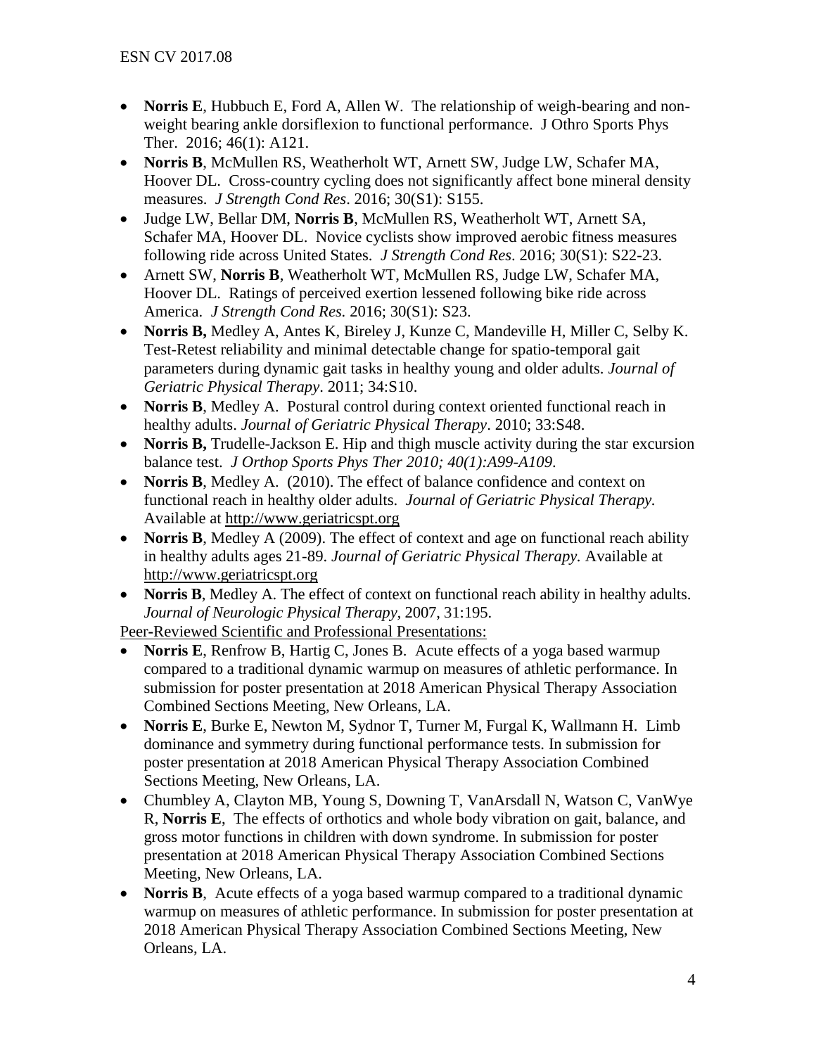- **Norris E**, Hubbuch E, Ford A, Allen W. The relationship of weigh-bearing and non-weight bearing ankle dorsiflexion to functional performance. J Othro Sports Phys Ther. 2016; 46(1): A121.
- **Norris B**, McMullen RS, Weatherholt WT, Arnett SW, Judge LW, Schafer MA, Hoover DL. Cross-country cycling does not significantly affect bone mineral density measures. *J Strength Cond Res*. 2016; 30(S1): S155.
- Judge LW, Bellar DM, **Norris B**, McMullen RS, Weatherholt WT, Arnett SA, Schafer MA, Hoover DL. Novice cyclists show improved aerobic fitness measures following ride across United States. *J Strength Cond Res*. 2016; 30(S1): S22-23.
- Arnett SW, **Norris B**, Weatherholt WT, McMullen RS, Judge LW, Schafer MA, Hoover DL. Ratings of perceived exertion lessened following bike ride across America. *J Strength Cond Res.* 2016; 30(S1): S23.
- **Norris B,** Medley A, Antes K, Bireley J, Kunze C, Mandeville H, Miller C, Selby K. Test-Retest reliability and minimal detectable change for spatio-temporal gait parameters during dynamic gait tasks in healthy young and older adults. *Journal of Geriatric Physical Therapy*. 2011; 34:S10.
- **Norris B**, Medley A. Postural control during context oriented functional reach in healthy adults. *Journal of Geriatric Physical Therapy*. 2010; 33:S48.
- **Norris B,** Trudelle-Jackson E. Hip and thigh muscle activity during the star excursion balance test. *J Orthop Sports Phys Ther 2010; 40(1):A99-A109.*
- **Norris B**, Medley A. (2010). The effect of balance confidence and context on functional reach in healthy older adults. *Journal of Geriatric Physical Therapy.* Available at http://www.geriatricspt.org
- **Norris B**, Medley A (2009). The effect of context and age on functional reach ability in healthy adults ages 21-89. *Journal of Geriatric Physical Therapy.* Available at http://www.geriatricspt.org
- **Norris B**, Medley A. The effect of context on functional reach ability in healthy adults. *Journal of Neurologic Physical Therapy*, 2007, 31:195.

Peer-Reviewed Scientific and Professional Presentations:

- **Norris E**, Renfrow B, Hartig C, Jones B. Acute effects of a yoga based warmup compared to a traditional dynamic warmup on measures of athletic performance. In submission for poster presentation at 2018 American Physical Therapy Association Combined Sections Meeting, New Orleans, LA.
- **Norris E**, Burke E, Newton M, Sydnor T, Turner M, Furgal K, Wallmann H. Limb dominance and symmetry during functional performance tests. In submission for poster presentation at 2018 American Physical Therapy Association Combined Sections Meeting, New Orleans, LA.
- Chumbley A, Clayton MB, Young S, Downing T, VanArsdall N, Watson C, VanWye R, **Norris E**, The effects of orthotics and whole body vibration on gait, balance, and gross motor functions in children with down syndrome. In submission for poster presentation at 2018 American Physical Therapy Association Combined Sections Meeting, New Orleans, LA.
- **Norris B**, Acute effects of a yoga based warmup compared to a traditional dynamic warmup on measures of athletic performance. In submission for poster presentation at 2018 American Physical Therapy Association Combined Sections Meeting, New Orleans, LA.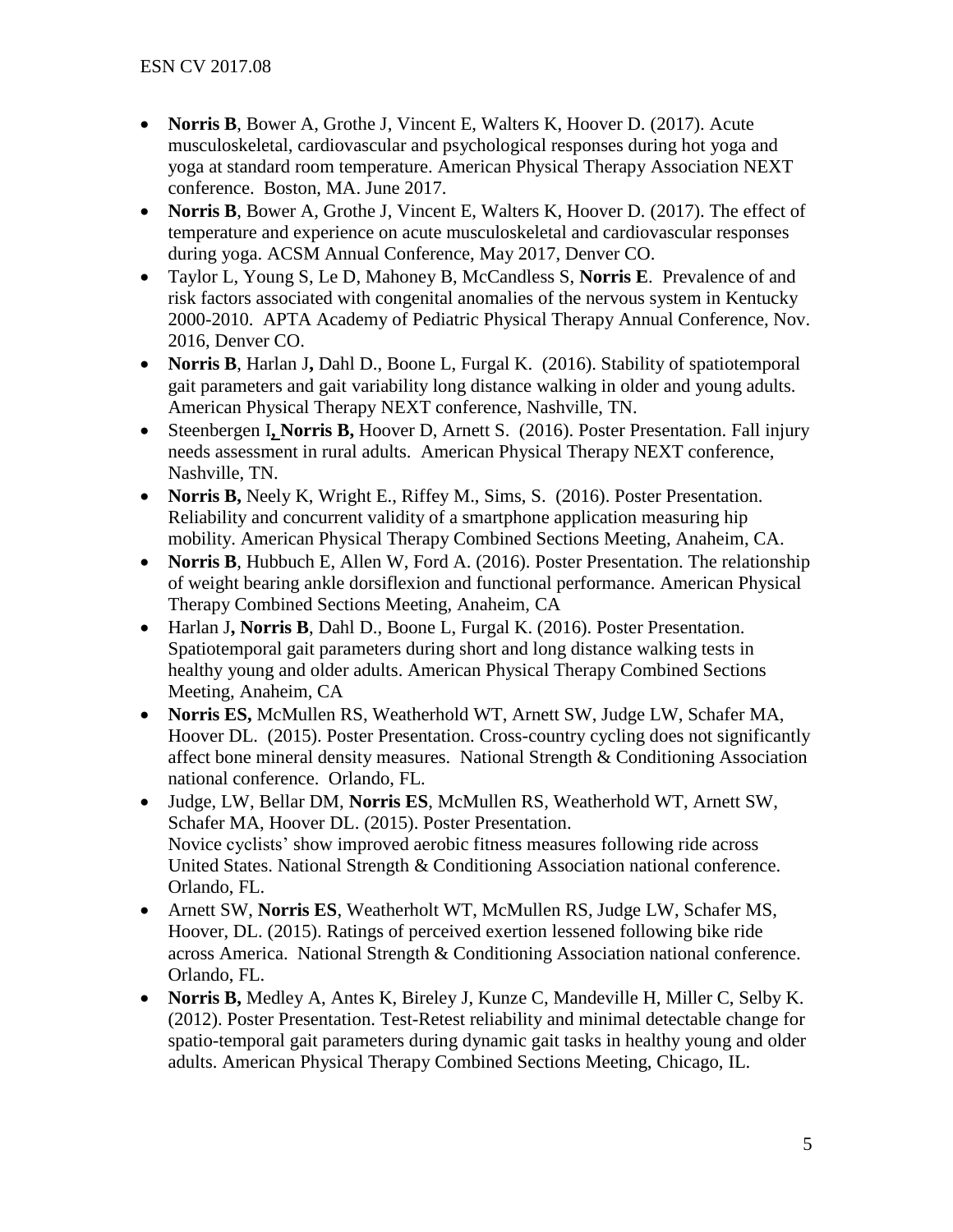- **Norris B**, Bower A, Grothe J, Vincent E, Walters K, Hoover D. (2017). Acute musculoskeletal, cardiovascular and psychological responses during hot yoga and yoga at standard room temperature. American Physical Therapy Association NEXT conference. Boston, MA. June 2017.
- **Norris B**, Bower A, Grothe J, Vincent E, Walters K, Hoover D. (2017). The effect of temperature and experience on acute musculoskeletal and cardiovascular responses during yoga. ACSM Annual Conference, May 2017, Denver CO.
- Taylor L, Young S, Le D, Mahoney B, McCandless S, **Norris E**. Prevalence of and risk factors associated with congenital anomalies of the nervous system in Kentucky 2000-2010. APTA Academy of Pediatric Physical Therapy Annual Conference, Nov. 2016, Denver CO.
- **Norris B**, Harlan J**,** Dahl D., Boone L, Furgal K. (2016). Stability of spatiotemporal gait parameters and gait variability long distance walking in older and young adults. American Physical Therapy NEXT conference, Nashville, TN.
- Steenbergen I**, Norris B,** Hoover D, Arnett S. (2016). Poster Presentation. Fall injury needs assessment in rural adults. American Physical Therapy NEXT conference, Nashville, TN.
- **Norris B,** Neely K, Wright E., Riffey M., Sims, S. (2016). Poster Presentation. Reliability and concurrent validity of a smartphone application measuring hip mobility. American Physical Therapy Combined Sections Meeting, Anaheim, CA.
- **Norris B**, Hubbuch E, Allen W, Ford A. (2016). Poster Presentation. The relationship of weight bearing ankle dorsiflexion and functional performance. American Physical Therapy Combined Sections Meeting, Anaheim, CA
- Harlan J**, Norris B**, Dahl D., Boone L, Furgal K. (2016). Poster Presentation. Spatiotemporal gait parameters during short and long distance walking tests in healthy young and older adults. American Physical Therapy Combined Sections Meeting, Anaheim, CA
- **Norris ES,** McMullen RS, Weatherhold WT, Arnett SW, Judge LW, Schafer MA, Hoover DL. (2015). Poster Presentation. Cross-country cycling does not significantly affect bone mineral density measures. National Strength & Conditioning Association national conference. Orlando, FL.
- Judge, LW, Bellar DM, **Norris ES**, McMullen RS, Weatherhold WT, Arnett SW, Schafer MA, Hoover DL. (2015). Poster Presentation. Novice cyclists' show improved aerobic fitness measures following ride across United States. National Strength & Conditioning Association national conference. Orlando, FL.
- Arnett SW, **Norris ES**, Weatherholt WT, McMullen RS, Judge LW, Schafer MS, Hoover, DL. (2015). Ratings of perceived exertion lessened following bike ride across America. National Strength & Conditioning Association national conference. Orlando, FL.
- **Norris B,** Medley A, Antes K, Bireley J, Kunze C, Mandeville H, Miller C, Selby K. (2012). Poster Presentation. Test-Retest reliability and minimal detectable change for spatio-temporal gait parameters during dynamic gait tasks in healthy young and older adults. American Physical Therapy Combined Sections Meeting, Chicago, IL.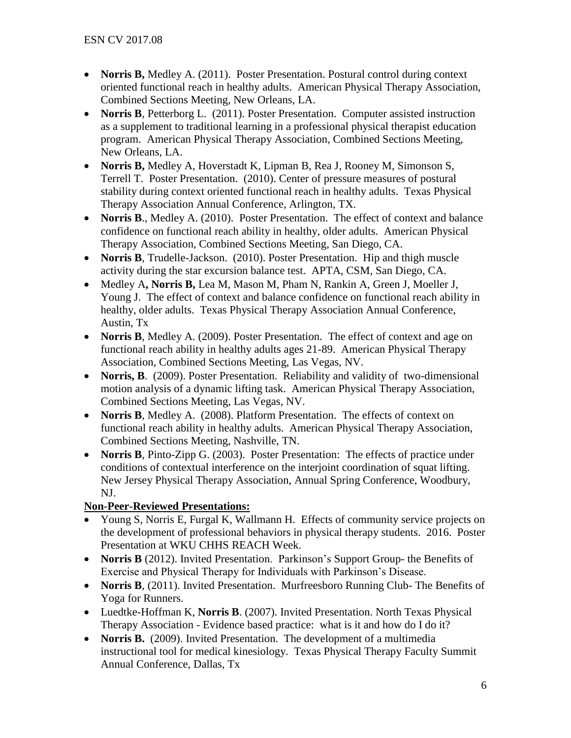- **Norris B,** Medley A. (2011). Poster Presentation. Postural control during context oriented functional reach in healthy adults. American Physical Therapy Association, Combined Sections Meeting, New Orleans, LA.
- **Norris B**, Petterborg L. (2011). Poster Presentation. Computer assisted instruction as a supplement to traditional learning in a professional physical therapist education program. American Physical Therapy Association, Combined Sections Meeting, New Orleans, LA.
- **Norris B,** Medley A, Hoverstadt K, Lipman B, Rea J, Rooney M, Simonson S, Terrell T. Poster Presentation. (2010). Center of pressure measures of postural stability during context oriented functional reach in healthy adults. Texas Physical Therapy Association Annual Conference, Arlington, TX.
- **Norris B**., Medley A. (2010). Poster Presentation. The effect of context and balance confidence on functional reach ability in healthy, older adults. American Physical Therapy Association, Combined Sections Meeting, San Diego, CA.
- **Norris B**, Trudelle-Jackson. (2010). Poster Presentation. Hip and thigh muscle activity during the star excursion balance test. APTA, CSM, San Diego, CA.
- Medley A**, Norris B,** Lea M, Mason M, Pham N, Rankin A, Green J, Moeller J, Young J. The effect of context and balance confidence on functional reach ability in healthy, older adults. Texas Physical Therapy Association Annual Conference, Austin, Tx
- **Norris B**, Medley A. (2009). Poster Presentation. The effect of context and age on functional reach ability in healthy adults ages 21-89. American Physical Therapy Association, Combined Sections Meeting, Las Vegas, NV.
- **Norris, B**. (2009). Poster Presentation. Reliability and validity of two-dimensional motion analysis of a dynamic lifting task. American Physical Therapy Association, Combined Sections Meeting, Las Vegas, NV.
- **Norris B**, Medley A. (2008). Platform Presentation. The effects of context on functional reach ability in healthy adults. American Physical Therapy Association, Combined Sections Meeting, Nashville, TN.
- **Norris B**, Pinto-Zipp G. (2003). Poster Presentation: The effects of practice under conditions of contextual interference on the interjoint coordination of squat lifting. New Jersey Physical Therapy Association, Annual Spring Conference, Woodbury, NJ.

**Non-Peer-Reviewed Presentations:**

- Young S, Norris E, Furgal K, Wallmann H. Effects of community service projects on the development of professional behaviors in physical therapy students. 2016. Poster Presentation at WKU CHHS REACH Week.
- **Norris B** (2012). Invited Presentation. Parkinson's Support Group- the Benefits of Exercise and Physical Therapy for Individuals with Parkinson's Disease.
- **Norris B**, (2011). Invited Presentation. Murfreesboro Running Club- The Benefits of Yoga for Runners.
- Luedtke-Hoffman K, **Norris B**. (2007). Invited Presentation. North Texas Physical Therapy Association - Evidence based practice: what is it and how do I do it?
- **Norris B.** (2009). Invited Presentation. The development of a multimedia instructional tool for medical kinesiology. Texas Physical Therapy Faculty Summit Annual Conference, Dallas, Tx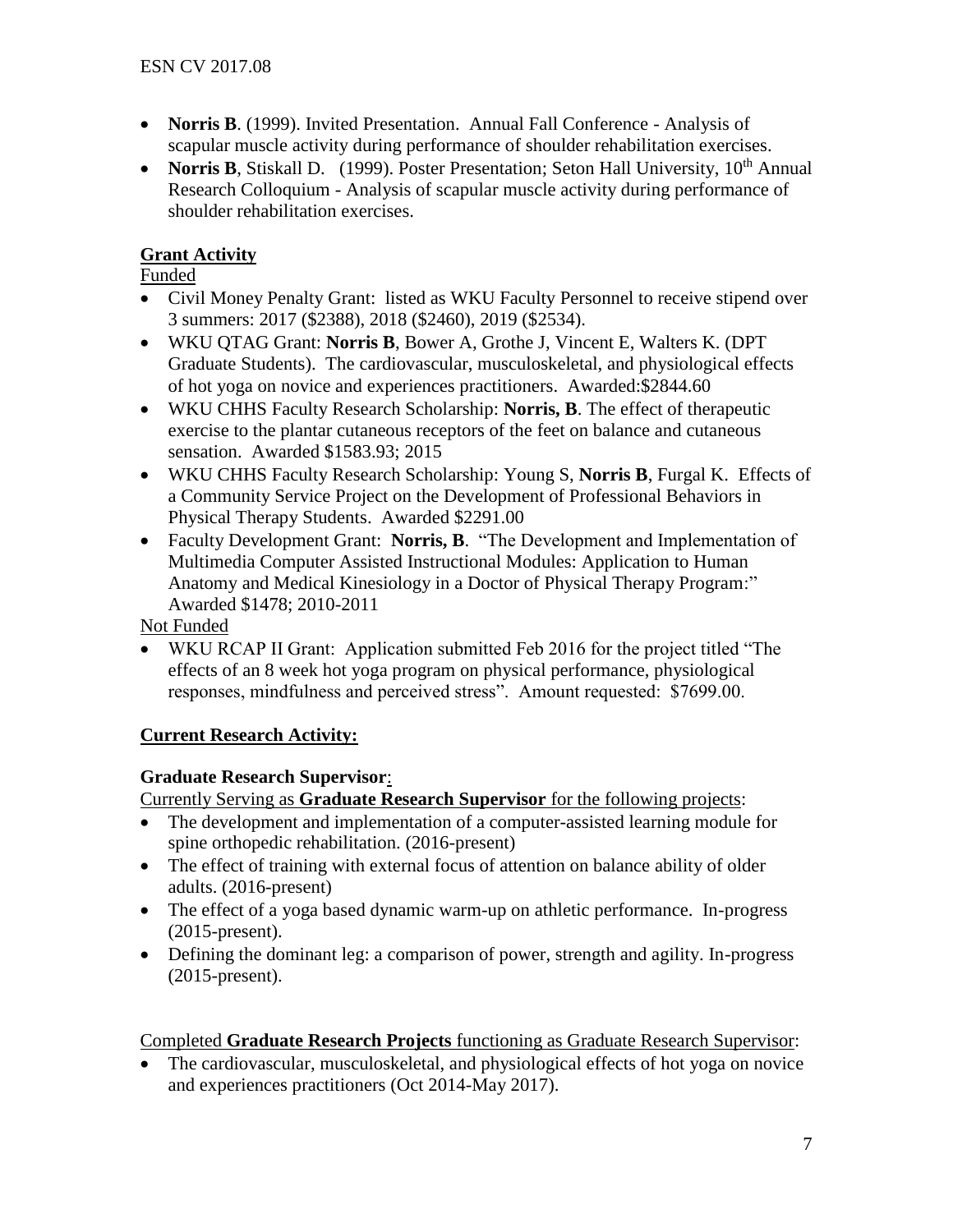- **Norris B**. (1999). Invited Presentation. Annual Fall Conference - Analysis of scapular muscle activity during performance of shoulder rehabilitation exercises.
- **Norris B**, Stiskall D. (1999). Poster Presentation; Seton Hall University, 10th Annual Research Colloquium - Analysis of scapular muscle activity during performance of shoulder rehabilitation exercises.

## Grant Activity

Funded

- Civil Money Penalty Grant: listed as WKU Faculty Personnel to receive stipend over 3 summers: 2017 ($2388), 2018 ($2460), 2019 ($2534).
- WKU QTAG Grant: **Norris B**, Bower A, Grothe J, Vincent E, Walters K. (DPT Graduate Students). The cardiovascular, musculoskeletal, and physiological effects of hot yoga on novice and experiences practitioners. Awarded:$2844.60
- WKU CHHS Faculty Research Scholarship: **Norris, B**. The effect of therapeutic exercise to the plantar cutaneous receptors of the feet on balance and cutaneous sensation. Awarded $1583.93; 2015
- WKU CHHS Faculty Research Scholarship: Young S, **Norris B**, Furgal K. Effects of a Community Service Project on the Development of Professional Behaviors in Physical Therapy Students. Awarded $2291.00
- Faculty Development Grant: **Norris, B**. "The Development and Implementation of Multimedia Computer Assisted Instructional Modules: Application to Human Anatomy and Medical Kinesiology in a Doctor of Physical Therapy Program:" Awarded $1478; 2010-2011

Not Funded

- WKU RCAP II Grant: Application submitted Feb 2016 for the project titled "The effects of an 8 week hot yoga program on physical performance, physiological responses, mindfulness and perceived stress". Amount requested: $7699.00.

## Current Research Activity:

### Graduate Research Supervisor:

Currently Serving as **Graduate Research Supervisor** for the following projects:

- The development and implementation of a computer-assisted learning module for spine orthopedic rehabilitation. (2016-present)
- The effect of training with external focus of attention on balance ability of older adults. (2016-present)
- The effect of a yoga based dynamic warm-up on athletic performance. In-progress (2015-present).
- Defining the dominant leg: a comparison of power, strength and agility. In-progress (2015-present).

Completed **Graduate Research Projects** functioning as Graduate Research Supervisor:

- The cardiovascular, musculoskeletal, and physiological effects of hot yoga on novice and experiences practitioners (Oct 2014-May 2017).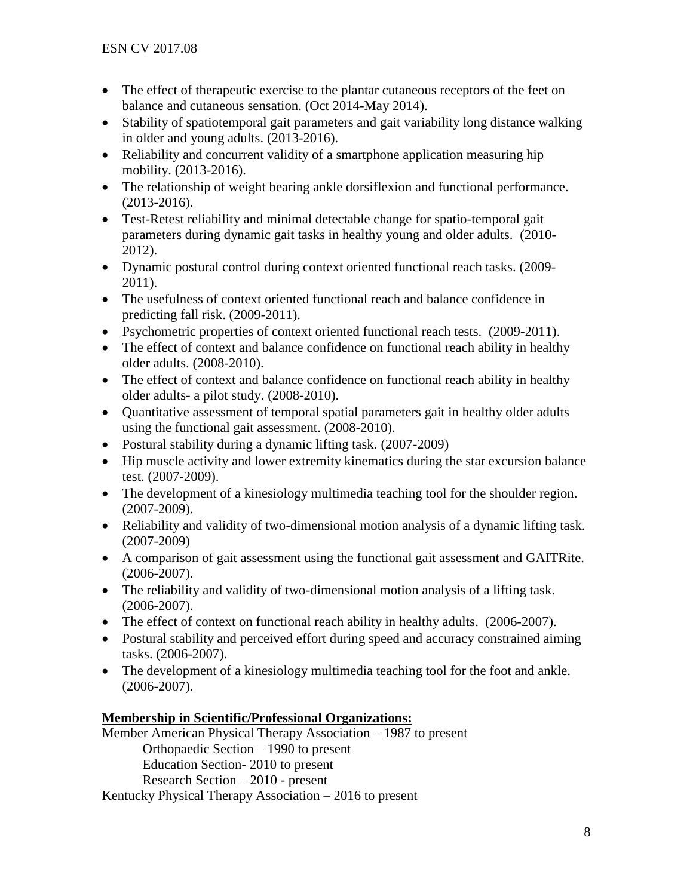- The effect of therapeutic exercise to the plantar cutaneous receptors of the feet on balance and cutaneous sensation. (Oct 2014-May 2014).
- Stability of spatiotemporal gait parameters and gait variability long distance walking in older and young adults. (2013-2016).
- Reliability and concurrent validity of a smartphone application measuring hip mobility. (2013-2016).
- The relationship of weight bearing ankle dorsiflexion and functional performance. (2013-2016).
- Test-Retest reliability and minimal detectable change for spatio-temporal gait parameters during dynamic gait tasks in healthy young and older adults. (2010-2012).
- Dynamic postural control during context oriented functional reach tasks. (2009-2011).
- The usefulness of context oriented functional reach and balance confidence in predicting fall risk. (2009-2011).
- Psychometric properties of context oriented functional reach tests. (2009-2011).
- The effect of context and balance confidence on functional reach ability in healthy older adults. (2008-2010).
- The effect of context and balance confidence on functional reach ability in healthy older adults- a pilot study. (2008-2010).
- Quantitative assessment of temporal spatial parameters gait in healthy older adults using the functional gait assessment. (2008-2010).
- Postural stability during a dynamic lifting task. (2007-2009)
- Hip muscle activity and lower extremity kinematics during the star excursion balance test. (2007-2009).
- The development of a kinesiology multimedia teaching tool for the shoulder region. (2007-2009).
- Reliability and validity of two-dimensional motion analysis of a dynamic lifting task. (2007-2009)
- A comparison of gait assessment using the functional gait assessment and GAITRite. (2006-2007).
- The reliability and validity of two-dimensional motion analysis of a lifting task. (2006-2007).
- The effect of context on functional reach ability in healthy adults. (2006-2007).
- Postural stability and perceived effort during speed and accuracy constrained aiming tasks. (2006-2007).
- The development of a kinesiology multimedia teaching tool for the foot and ankle. (2006-2007).

**Membership in Scientific/Professional Organizations:**

Member American Physical Therapy Association – 1987 to present
    Orthopaedic Section – 1990 to present
    Education Section- 2010 to present
    Research Section – 2010 - present

Kentucky Physical Therapy Association – 2016 to present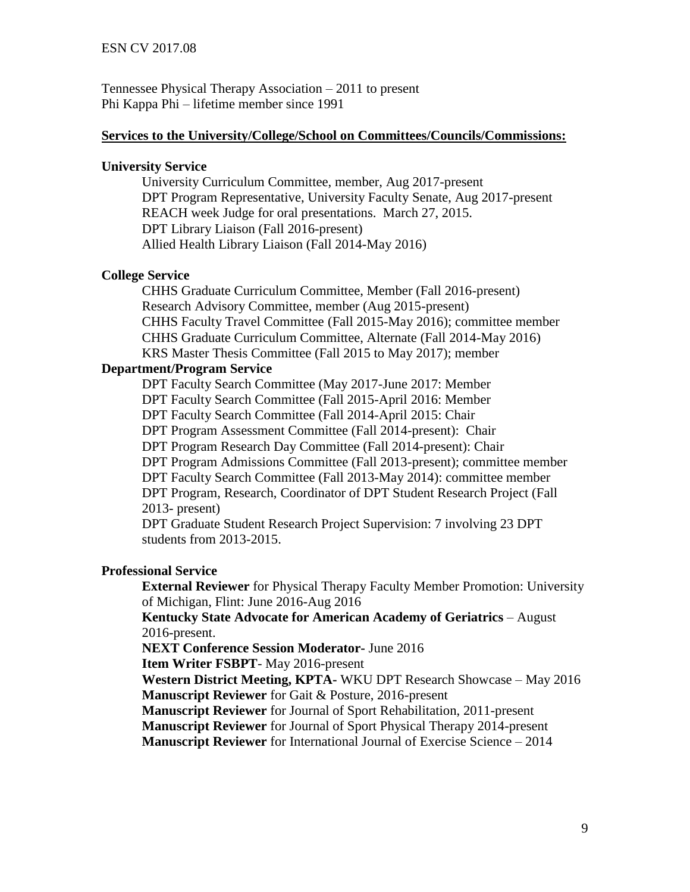Tennessee Physical Therapy Association – 2011 to present
Phi Kappa Phi – lifetime member since 1991

## Services to the University/College/School on Committees/Councils/Commissions:

### University Service

University Curriculum Committee, member, Aug 2017-present
DPT Program Representative, University Faculty Senate, Aug 2017-present
REACH week Judge for oral presentations. March 27, 2015.
DPT Library Liaison (Fall 2016-present)
Allied Health Library Liaison (Fall 2014-May 2016)

### College Service

CHHS Graduate Curriculum Committee, Member (Fall 2016-present)
Research Advisory Committee, member (Aug 2015-present)
CHHS Faculty Travel Committee (Fall 2015-May 2016); committee member
CHHS Graduate Curriculum Committee, Alternate (Fall 2014-May 2016)
KRS Master Thesis Committee (Fall 2015 to May 2017); member

### Department/Program Service

DPT Faculty Search Committee (May 2017-June 2017: Member
DPT Faculty Search Committee (Fall 2015-April 2016: Member
DPT Faculty Search Committee (Fall 2014-April 2015: Chair
DPT Program Assessment Committee (Fall 2014-present): Chair
DPT Program Research Day Committee (Fall 2014-present): Chair
DPT Program Admissions Committee (Fall 2013-present); committee member
DPT Faculty Search Committee (Fall 2013-May 2014): committee member
DPT Program, Research, Coordinator of DPT Student Research Project (Fall 2013- present)
DPT Graduate Student Research Project Supervision: 7 involving 23 DPT students from 2013-2015.

### Professional Service

**External Reviewer** for Physical Therapy Faculty Member Promotion: University of Michigan, Flint: June 2016-Aug 2016
**Kentucky State Advocate for American Academy of Geriatrics** – August 2016-present.
**NEXT Conference Session Moderator-** June 2016
**Item Writer FSBPT**- May 2016-present
**Western District Meeting, KPTA**- WKU DPT Research Showcase – May 2016
**Manuscript Reviewer** for Gait & Posture, 2016-present
**Manuscript Reviewer** for Journal of Sport Rehabilitation, 2011-present
**Manuscript Reviewer** for Journal of Sport Physical Therapy 2014-present
**Manuscript Reviewer** for International Journal of Exercise Science – 2014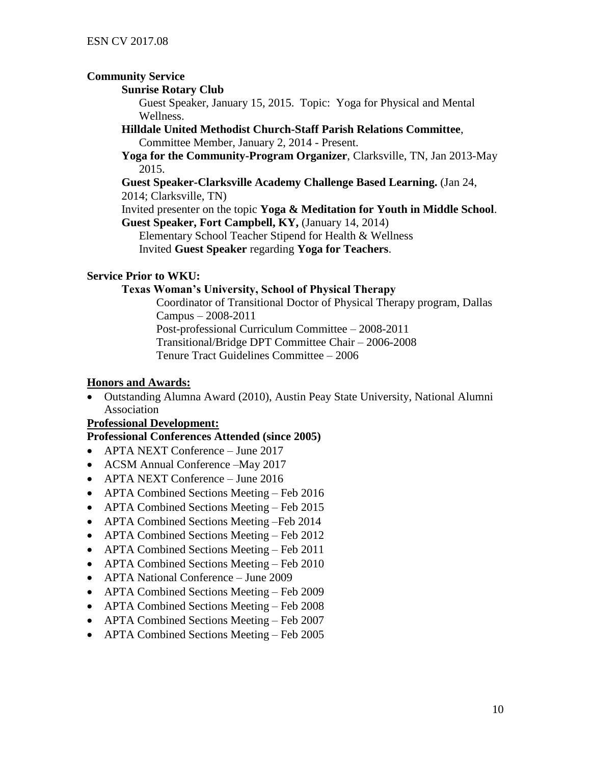**Community Service**

**Sunrise Rotary Club**

Guest Speaker, January 15, 2015. Topic: Yoga for Physical and Mental Wellness.

**Hilldale United Methodist Church-Staff Parish Relations Committee**, Committee Member, January 2, 2014 - Present.

**Yoga for the Community-Program Organizer**, Clarksville, TN, Jan 2013-May 2015.

**Guest Speaker-Clarksville Academy Challenge Based Learning.** (Jan 24, 2014; Clarksville, TN)

Invited presenter on the topic **Yoga & Meditation for Youth in Middle School**.

**Guest Speaker, Fort Campbell, KY,** (January 14, 2014)

Elementary School Teacher Stipend for Health & Wellness

Invited **Guest Speaker** regarding **Yoga for Teachers**.

**Service Prior to WKU:**

**Texas Woman's University, School of Physical Therapy**

Coordinator of Transitional Doctor of Physical Therapy program, Dallas Campus – 2008-2011

Post-professional Curriculum Committee – 2008-2011

Transitional/Bridge DPT Committee Chair – 2006-2008

Tenure Tract Guidelines Committee – 2006

**Honors and Awards:**

- Outstanding Alumna Award (2010), Austin Peay State University, National Alumni Association

**Professional Development:**

**Professional Conferences Attended (since 2005)**

- APTA NEXT Conference – June 2017
- ACSM Annual Conference –May 2017
- APTA NEXT Conference – June 2016
- APTA Combined Sections Meeting – Feb 2016
- APTA Combined Sections Meeting – Feb 2015
- APTA Combined Sections Meeting –Feb 2014
- APTA Combined Sections Meeting – Feb 2012
- APTA Combined Sections Meeting – Feb 2011
- APTA Combined Sections Meeting – Feb 2010
- APTA National Conference – June 2009
- APTA Combined Sections Meeting – Feb 2009
- APTA Combined Sections Meeting – Feb 2008
- APTA Combined Sections Meeting – Feb 2007
- APTA Combined Sections Meeting – Feb 2005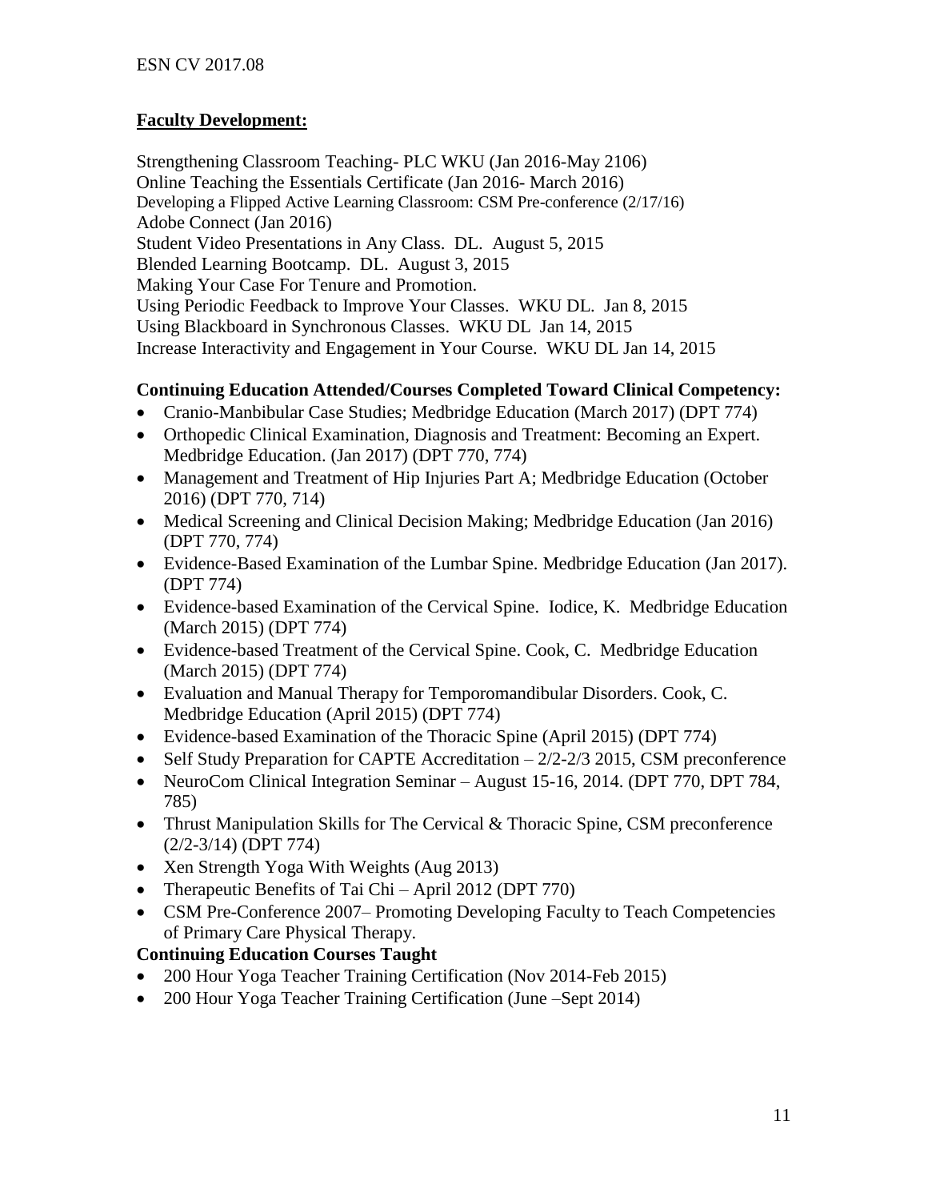**Faculty Development:**

Strengthening Classroom Teaching- PLC WKU (Jan 2016-May 2106)
Online Teaching the Essentials Certificate (Jan 2016- March 2016)
Developing a Flipped Active Learning Classroom: CSM Pre-conference (2/17/16)
Adobe Connect (Jan 2016)
Student Video Presentations in Any Class. DL. August 5, 2015
Blended Learning Bootcamp. DL. August 3, 2015
Making Your Case For Tenure and Promotion.
Using Periodic Feedback to Improve Your Classes. WKU DL. Jan 8, 2015
Using Blackboard in Synchronous Classes. WKU DL Jan 14, 2015
Increase Interactivity and Engagement in Your Course. WKU DL Jan 14, 2015

**Continuing Education Attended/Courses Completed Toward Clinical Competency:**

- Cranio-Manbibular Case Studies; Medbridge Education (March 2017) (DPT 774)
- Orthopedic Clinical Examination, Diagnosis and Treatment: Becoming an Expert. Medbridge Education. (Jan 2017) (DPT 770, 774)
- Management and Treatment of Hip Injuries Part A; Medbridge Education (October 2016) (DPT 770, 714)
- Medical Screening and Clinical Decision Making; Medbridge Education (Jan 2016) (DPT 770, 774)
- Evidence-Based Examination of the Lumbar Spine. Medbridge Education (Jan 2017). (DPT 774)
- Evidence-based Examination of the Cervical Spine. Iodice, K. Medbridge Education (March 2015) (DPT 774)
- Evidence-based Treatment of the Cervical Spine. Cook, C. Medbridge Education (March 2015) (DPT 774)
- Evaluation and Manual Therapy for Temporomandibular Disorders. Cook, C. Medbridge Education (April 2015) (DPT 774)
- Evidence-based Examination of the Thoracic Spine (April 2015) (DPT 774)
- Self Study Preparation for CAPTE Accreditation – 2/2-2/3 2015, CSM preconference
- NeuroCom Clinical Integration Seminar – August 15-16, 2014. (DPT 770, DPT 784, 785)
- Thrust Manipulation Skills for The Cervical & Thoracic Spine, CSM preconference (2/2-3/14) (DPT 774)
- Xen Strength Yoga With Weights (Aug 2013)
- Therapeutic Benefits of Tai Chi – April 2012 (DPT 770)
- CSM Pre-Conference 2007– Promoting Developing Faculty to Teach Competencies of Primary Care Physical Therapy.

**Continuing Education Courses Taught**

- 200 Hour Yoga Teacher Training Certification (Nov 2014-Feb 2015)
- 200 Hour Yoga Teacher Training Certification (June –Sept 2014)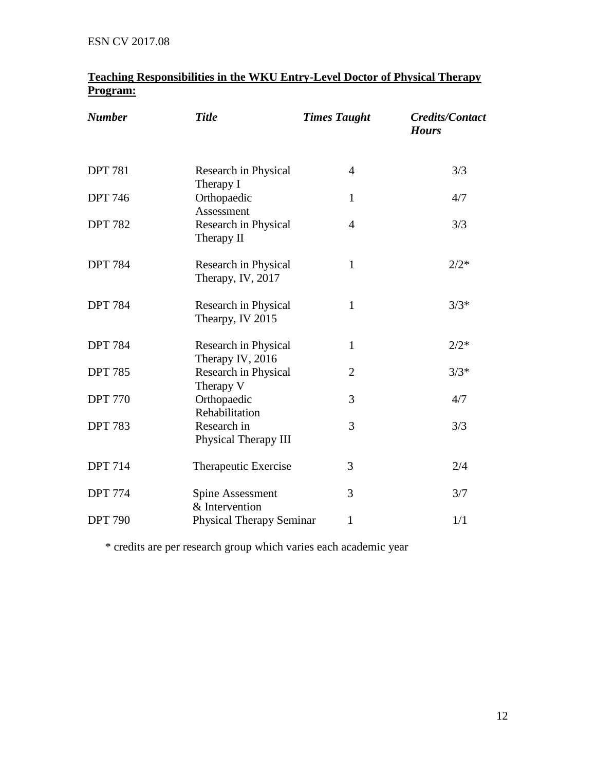**Teaching Responsibilities in the WKU Entry-Level Doctor of Physical Therapy Program:**

| ***Number*** | ***Title*** | ***Times Taught*** | ***Credits/Contact Hours*** |
|---|---|---|---|
| DPT 781 | Research in Physical Therapy I | 4 | 3/3 |
| DPT 746 | Orthopaedic Assessment | 1 | 4/7 |
| DPT 782 | Research in Physical Therapy II | 4 | 3/3 |
| DPT 784 | Research in Physical Therapy, IV, 2017 | 1 | 2/2* |
| DPT 784 | Research in Physical Thearpy, IV 2015 | 1 | 3/3* |
| DPT 784 | Research in Physical Therapy IV, 2016 | 1 | 2/2* |
| DPT 785 | Research in Physical Therapy V | 2 | 3/3* |
| DPT 770 | Orthopaedic Rehabilitation | 3 | 4/7 |
| DPT 783 | Research in Physical Therapy III | 3 | 3/3 |
| DPT 714 | Therapeutic Exercise | 3 | 2/4 |
| DPT 774 | Spine Assessment & Intervention | 3 | 3/7 |
| DPT 790 | Physical Therapy Seminar | 1 | 1/1 |

* credits are per research group which varies each academic year